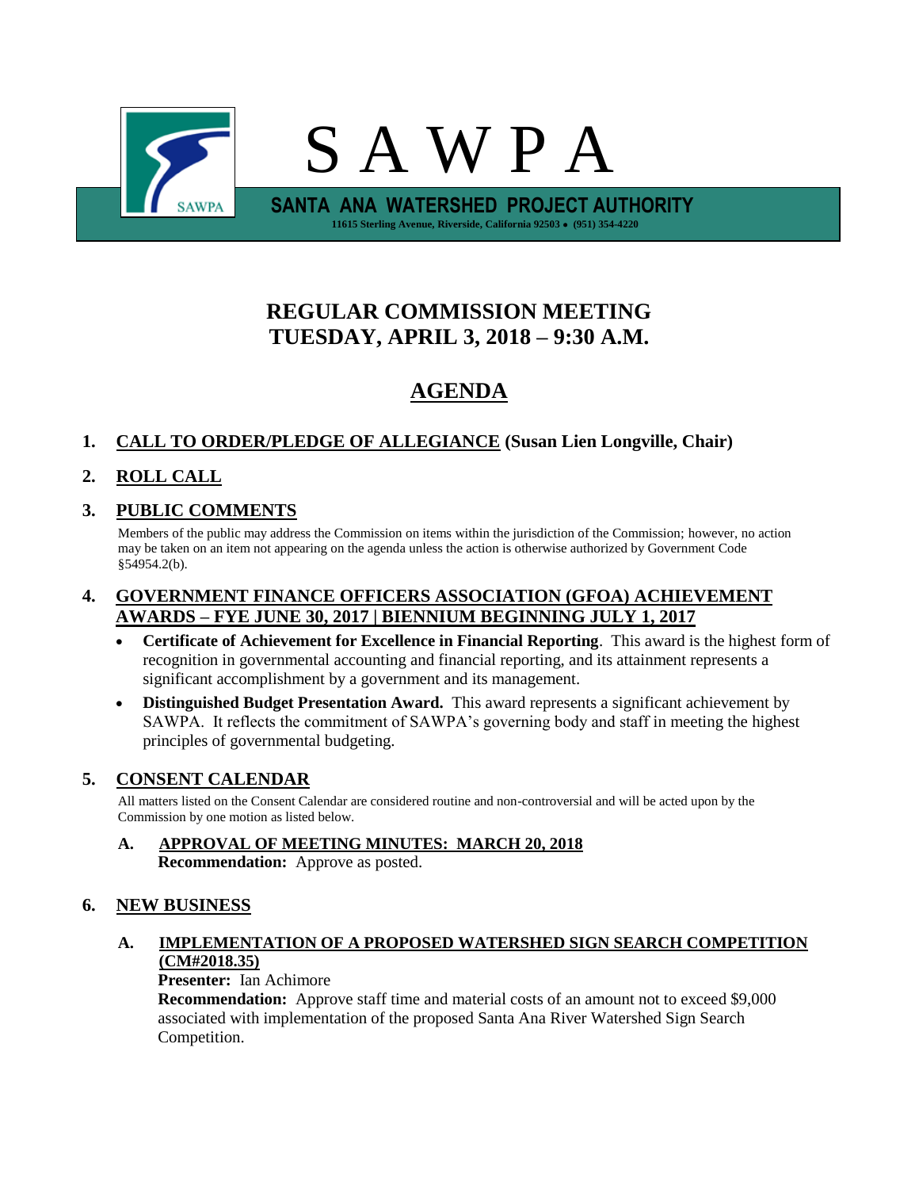# S A W P A

**SANTA ANA WATERSHED PROJECT AUTHORITY**

**11615 Sterling Avenue, Riverside, California 92503 • (951) 354-4220**

## REGULAR COMMISSION MEETING
## TUESDAY, APRIL 3, 2018 – 9:30 A.M.

# AGENDA

**1. CALL TO ORDER/PLEDGE OF ALLEGIANCE (Susan Lien Longville, Chair)**

**2. ROLL CALL**

**3. PUBLIC COMMENTS**

Members of the public may address the Commission on items within the jurisdiction of the Commission; however, no action may be taken on an item not appearing on the agenda unless the action is otherwise authorized by Government Code §54954.2(b).

**4. GOVERNMENT FINANCE OFFICERS ASSOCIATION (GFOA) ACHIEVEMENT AWARDS – FYE JUNE 30, 2017 | BIENNIUM BEGINNING JULY 1, 2017**

- **Certificate of Achievement for Excellence in Financial Reporting**. This award is the highest form of recognition in governmental accounting and financial reporting, and its attainment represents a significant accomplishment by a government and its management.
- **Distinguished Budget Presentation Award.** This award represents a significant achievement by SAWPA. It reflects the commitment of SAWPA's governing body and staff in meeting the highest principles of governmental budgeting.

**5. CONSENT CALENDAR**

All matters listed on the Consent Calendar are considered routine and non-controversial and will be acted upon by the Commission by one motion as listed below.

**A. APPROVAL OF MEETING MINUTES: MARCH 20, 2018**
**Recommendation:** Approve as posted.

**6. NEW BUSINESS**

**A. IMPLEMENTATION OF A PROPOSED WATERSHED SIGN SEARCH COMPETITION (CM#2018.35)**
**Presenter:** Ian Achimore
**Recommendation:** Approve staff time and material costs of an amount not to exceed $9,000 associated with implementation of the proposed Santa Ana River Watershed Sign Search Competition.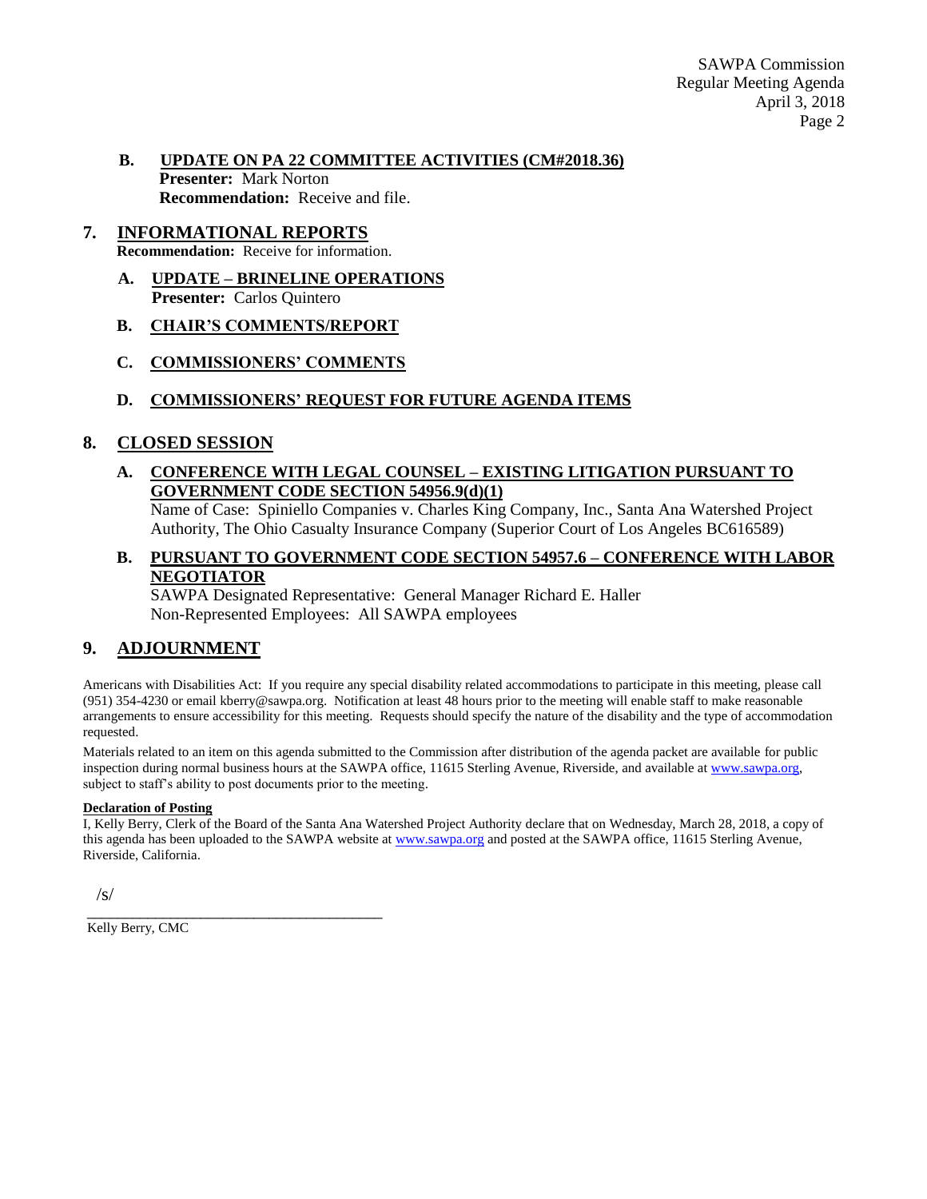**B. UPDATE ON PA 22 COMMITTEE ACTIVITIES (CM#2018.36)**
**Presenter:** Mark Norton
**Recommendation:** Receive and file.

## 7. INFORMATIONAL REPORTS

**Recommendation:** Receive for information.

**A. UPDATE – BRINELINE OPERATIONS**
**Presenter:** Carlos Quintero

**B. CHAIR'S COMMENTS/REPORT**

**C. COMMISSIONERS' COMMENTS**

**D. COMMISSIONERS' REQUEST FOR FUTURE AGENDA ITEMS**

## 8. CLOSED SESSION

**A. CONFERENCE WITH LEGAL COUNSEL – EXISTING LITIGATION PURSUANT TO GOVERNMENT CODE SECTION 54956.9(d)(1)**
Name of Case: Spiniello Companies v. Charles King Company, Inc., Santa Ana Watershed Project Authority, The Ohio Casualty Insurance Company (Superior Court of Los Angeles BC616589)

**B. PURSUANT TO GOVERNMENT CODE SECTION 54957.6 – CONFERENCE WITH LABOR NEGOTIATOR**
SAWPA Designated Representative: General Manager Richard E. Haller
Non-Represented Employees: All SAWPA employees

## 9. ADJOURNMENT

Americans with Disabilities Act: If you require any special disability related accommodations to participate in this meeting, please call (951) 354-4230 or email kberry@sawpa.org. Notification at least 48 hours prior to the meeting will enable staff to make reasonable arrangements to ensure accessibility for this meeting. Requests should specify the nature of the disability and the type of accommodation requested.

Materials related to an item on this agenda submitted to the Commission after distribution of the agenda packet are available for public inspection during normal business hours at the SAWPA office, 11615 Sterling Avenue, Riverside, and available at www.sawpa.org, subject to staff's ability to post documents prior to the meeting.

**Declaration of Posting**

I, Kelly Berry, Clerk of the Board of the Santa Ana Watershed Project Authority declare that on Wednesday, March 28, 2018, a copy of this agenda has been uploaded to the SAWPA website at www.sawpa.org and posted at the SAWPA office, 11615 Sterling Avenue, Riverside, California.

/s/
\_\_\_\_\_\_\_\_\_\_\_\_\_\_\_\_\_\_\_\_\_\_\_\_\_\_\_\_\_\_\_\_\_\_\_\_\_\_\_\_
Kelly Berry, CMC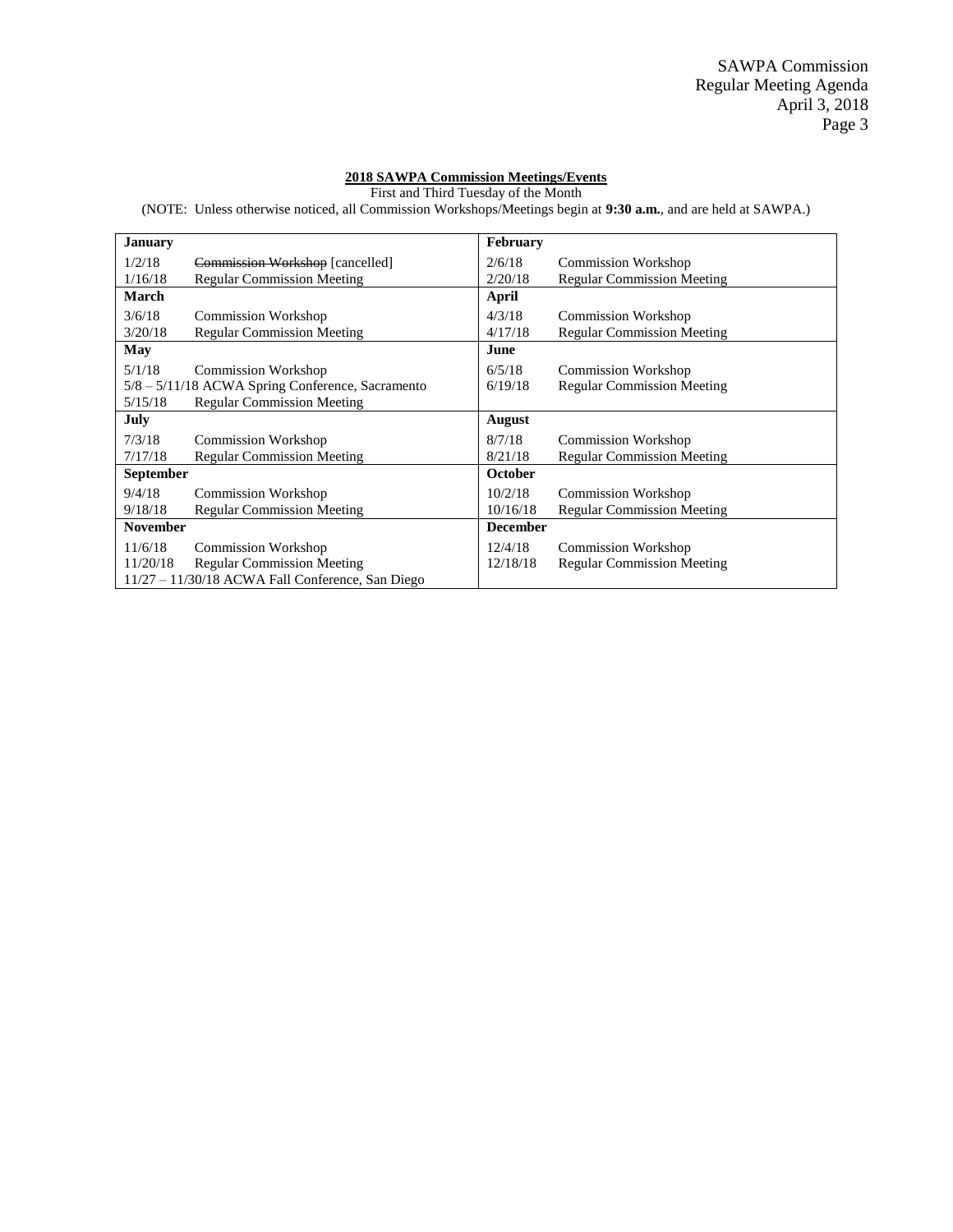**2018 SAWPA Commission Meetings/Events**

First and Third Tuesday of the Month

(NOTE: Unless otherwise noticed, all Commission Workshops/Meetings begin at **9:30 a.m.**, and are held at SAWPA.)

| | |
|---|---|
| **January** | **February** |
| 1/2/18 ~~Commission Workshop~~ [cancelled]<br>1/16/18 Regular Commission Meeting | 2/6/18 Commission Workshop<br>2/20/18 Regular Commission Meeting |
| **March** | **April** |
| 3/6/18 Commission Workshop<br>3/20/18 Regular Commission Meeting | 4/3/18 Commission Workshop<br>4/17/18 Regular Commission Meeting |
| **May** | **June** |
| 5/1/18 Commission Workshop<br>5/8 – 5/11/18 ACWA Spring Conference, Sacramento<br>5/15/18 Regular Commission Meeting | 6/5/18 Commission Workshop<br>6/19/18 Regular Commission Meeting |
| **July** | **August** |
| 7/3/18 Commission Workshop<br>7/17/18 Regular Commission Meeting | 8/7/18 Commission Workshop<br>8/21/18 Regular Commission Meeting |
| **September** | **October** |
| 9/4/18 Commission Workshop<br>9/18/18 Regular Commission Meeting | 10/2/18 Commission Workshop<br>10/16/18 Regular Commission Meeting |
| **November** | **December** |
| 11/6/18 Commission Workshop<br>11/20/18 Regular Commission Meeting<br>11/27 – 11/30/18 ACWA Fall Conference, San Diego | 12/4/18 Commission Workshop<br>12/18/18 Regular Commission Meeting |